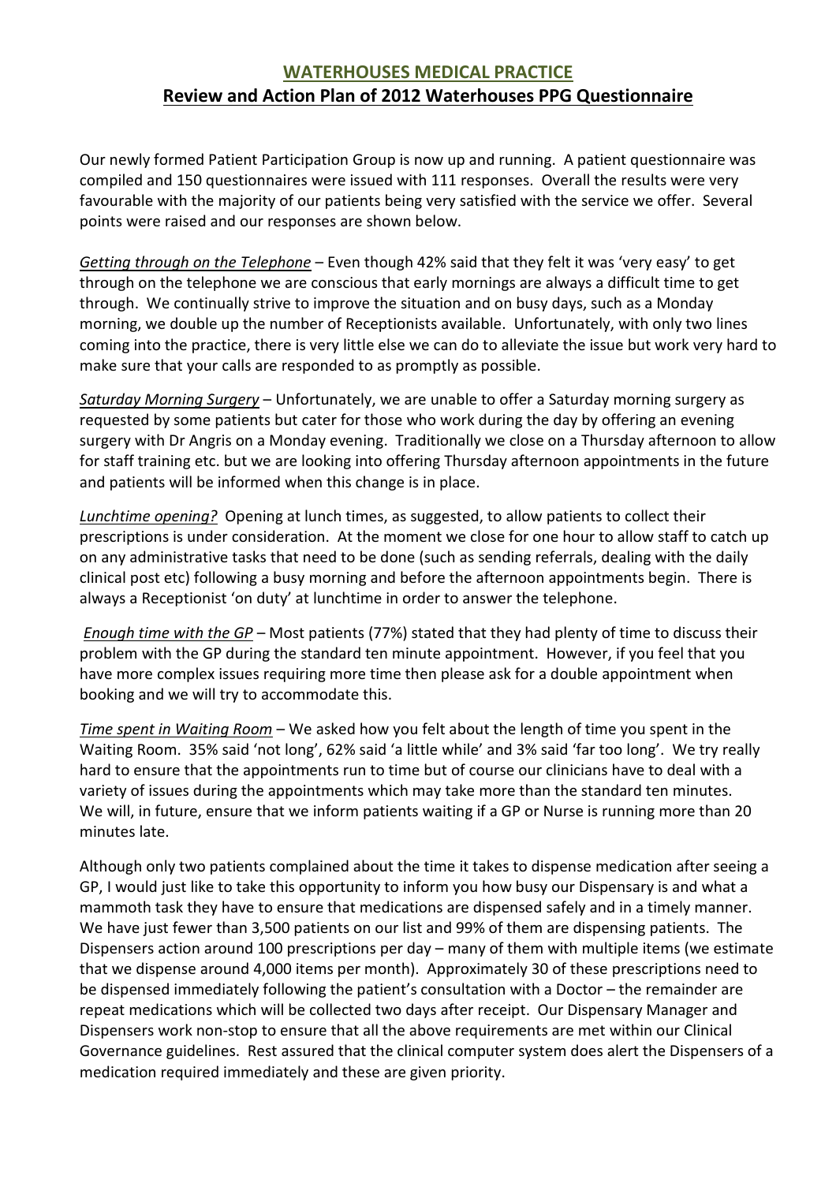# WATERHOUSES MEDICAL PRACTICE

## Review and Action Plan of 2012 Waterhouses PPG Questionnaire

Our newly formed Patient Participation Group is now up and running. A patient questionnaire was compiled and 150 questionnaires were issued with 111 responses. Overall the results were very favourable with the majority of our patients being very satisfied with the service we offer. Several points were raised and our responses are shown below.

*Getting through on the Telephone* – Even though 42% said that they felt it was 'very easy' to get through on the telephone we are conscious that early mornings are always a difficult time to get through. We continually strive to improve the situation and on busy days, such as a Monday morning, we double up the number of Receptionists available. Unfortunately, with only two lines coming into the practice, there is very little else we can do to alleviate the issue but work very hard to make sure that your calls are responded to as promptly as possible.

*Saturday Morning Surgery* – Unfortunately, we are unable to offer a Saturday morning surgery as requested by some patients but cater for those who work during the day by offering an evening surgery with Dr Angris on a Monday evening. Traditionally we close on a Thursday afternoon to allow for staff training etc. but we are looking into offering Thursday afternoon appointments in the future and patients will be informed when this change is in place.

*Lunchtime opening?* Opening at lunch times, as suggested, to allow patients to collect their prescriptions is under consideration. At the moment we close for one hour to allow staff to catch up on any administrative tasks that need to be done (such as sending referrals, dealing with the daily clinical post etc) following a busy morning and before the afternoon appointments begin. There is always a Receptionist 'on duty' at lunchtime in order to answer the telephone.

*Enough time with the GP* – Most patients (77%) stated that they had plenty of time to discuss their problem with the GP during the standard ten minute appointment. However, if you feel that you have more complex issues requiring more time then please ask for a double appointment when booking and we will try to accommodate this.

*Time spent in Waiting Room* – We asked how you felt about the length of time you spent in the Waiting Room. 35% said 'not long', 62% said 'a little while' and 3% said 'far too long'. We try really hard to ensure that the appointments run to time but of course our clinicians have to deal with a variety of issues during the appointments which may take more than the standard ten minutes. We will, in future, ensure that we inform patients waiting if a GP or Nurse is running more than 20 minutes late.

Although only two patients complained about the time it takes to dispense medication after seeing a GP, I would just like to take this opportunity to inform you how busy our Dispensary is and what a mammoth task they have to ensure that medications are dispensed safely and in a timely manner. We have just fewer than 3,500 patients on our list and 99% of them are dispensing patients. The Dispensers action around 100 prescriptions per day – many of them with multiple items (we estimate that we dispense around 4,000 items per month). Approximately 30 of these prescriptions need to be dispensed immediately following the patient's consultation with a Doctor – the remainder are repeat medications which will be collected two days after receipt. Our Dispensary Manager and Dispensers work non-stop to ensure that all the above requirements are met within our Clinical Governance guidelines. Rest assured that the clinical computer system does alert the Dispensers of a medication required immediately and these are given priority.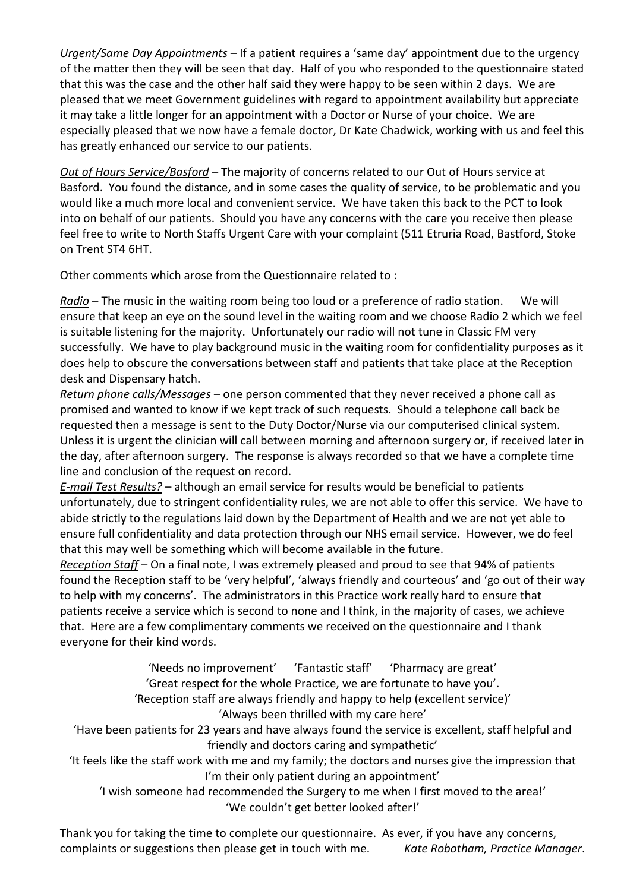*Urgent/Same Day Appointments* – If a patient requires a 'same day' appointment due to the urgency of the matter then they will be seen that day. Half of you who responded to the questionnaire stated that this was the case and the other half said they were happy to be seen within 2 days. We are pleased that we meet Government guidelines with regard to appointment availability but appreciate it may take a little longer for an appointment with a Doctor or Nurse of your choice. We are especially pleased that we now have a female doctor, Dr Kate Chadwick, working with us and feel this has greatly enhanced our service to our patients.

*Out of Hours Service/Basford* – The majority of concerns related to our Out of Hours service at Basford. You found the distance, and in some cases the quality of service, to be problematic and you would like a much more local and convenient service. We have taken this back to the PCT to look into on behalf of our patients. Should you have any concerns with the care you receive then please feel free to write to North Staffs Urgent Care with your complaint (511 Etruria Road, Bastford, Stoke on Trent ST4 6HT.

Other comments which arose from the Questionnaire related to :

*Radio* – The music in the waiting room being too loud or a preference of radio station. We will ensure that keep an eye on the sound level in the waiting room and we choose Radio 2 which we feel is suitable listening for the majority. Unfortunately our radio will not tune in Classic FM very successfully. We have to play background music in the waiting room for confidentiality purposes as it does help to obscure the conversations between staff and patients that take place at the Reception desk and Dispensary hatch.

*Return phone calls/Messages* – one person commented that they never received a phone call as promised and wanted to know if we kept track of such requests. Should a telephone call back be requested then a message is sent to the Duty Doctor/Nurse via our computerised clinical system. Unless it is urgent the clinician will call between morning and afternoon surgery or, if received later in the day, after afternoon surgery. The response is always recorded so that we have a complete time line and conclusion of the request on record.

*E-mail Test Results?* – although an email service for results would be beneficial to patients unfortunately, due to stringent confidentiality rules, we are not able to offer this service. We have to abide strictly to the regulations laid down by the Department of Health and we are not yet able to ensure full confidentiality and data protection through our NHS email service. However, we do feel that this may well be something which will become available in the future.

*Reception Staff* – On a final note, I was extremely pleased and proud to see that 94% of patients found the Reception staff to be 'very helpful', 'always friendly and courteous' and 'go out of their way to help with my concerns'. The administrators in this Practice work really hard to ensure that patients receive a service which is second to none and I think, in the majority of cases, we achieve that. Here are a few complimentary comments we received on the questionnaire and I thank everyone for their kind words.

'Needs no improvement' 'Fantastic staff' 'Pharmacy are great'

'Great respect for the whole Practice, we are fortunate to have you'.

'Reception staff are always friendly and happy to help (excellent service)'

'Always been thrilled with my care here'

'Have been patients for 23 years and have always found the service is excellent, staff helpful and friendly and doctors caring and sympathetic'

'It feels like the staff work with me and my family; the doctors and nurses give the impression that I'm their only patient during an appointment'

'I wish someone had recommended the Surgery to me when I first moved to the area!'

'We couldn't get better looked after!'

Thank you for taking the time to complete our questionnaire. As ever, if you have any concerns, complaints or suggestions then please get in touch with me. *Kate Robotham, Practice Manager*.